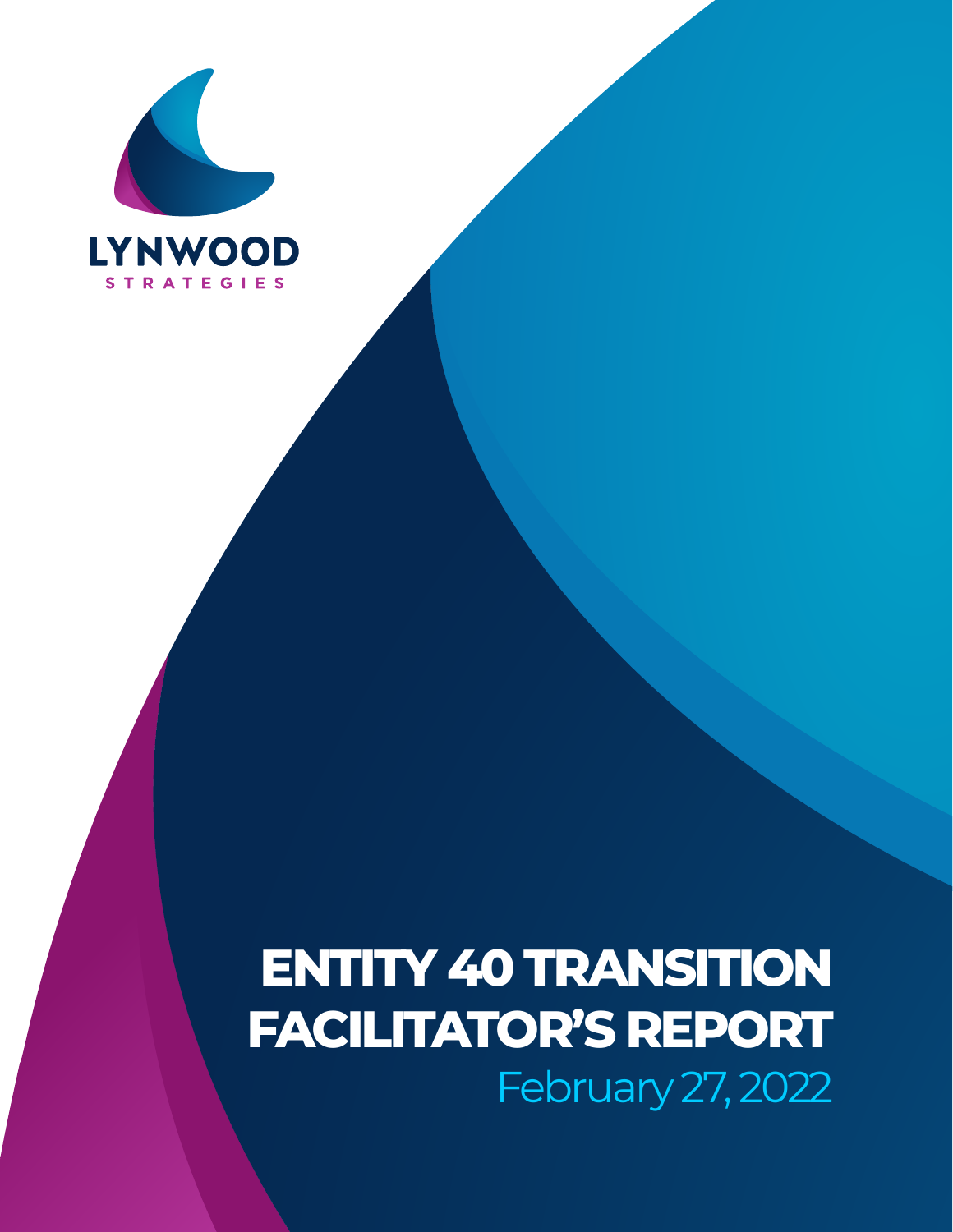LYNWOOD

STRATEGIES

# ENTITY 40 TRANSITION FACILITATOR'S REPORT

February 27, 2022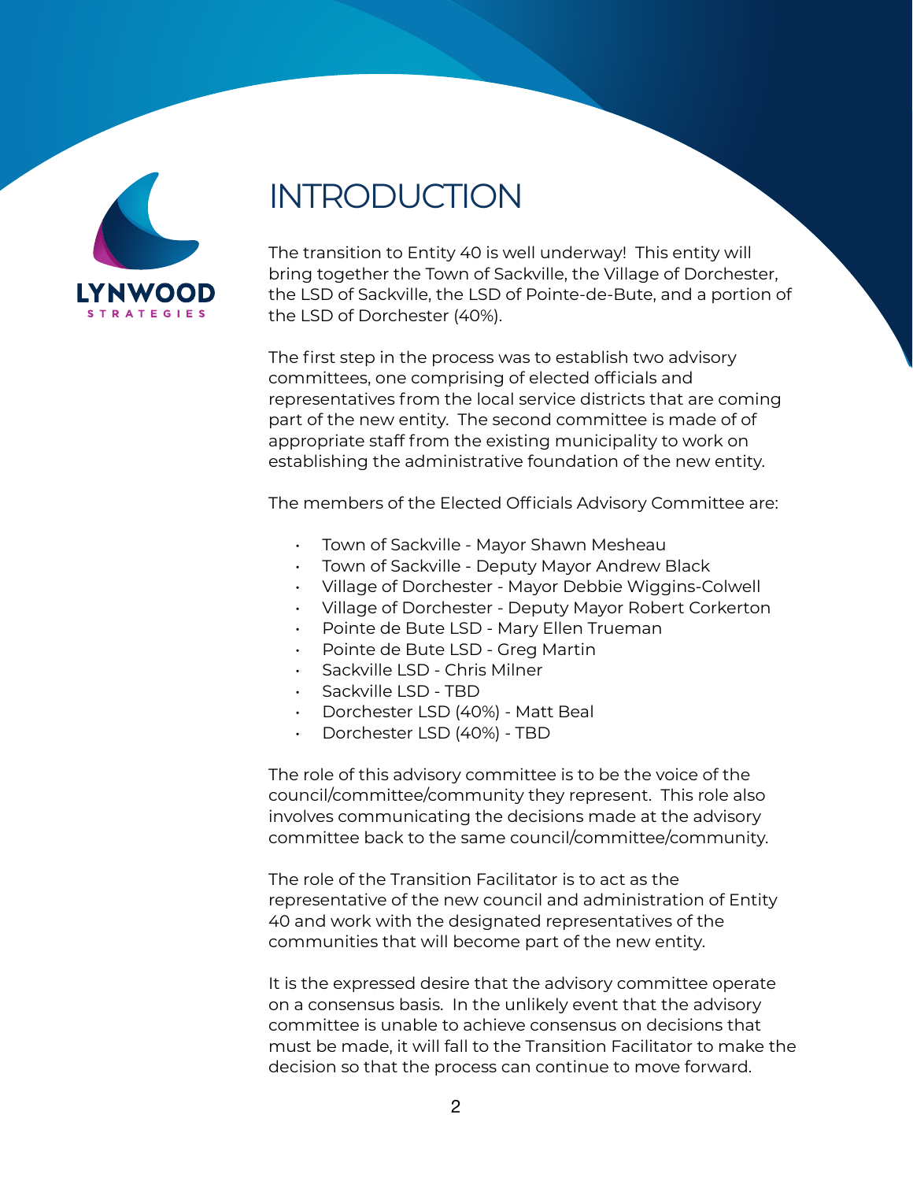# INTRODUCTION

The transition to Entity 40 is well underway! This entity will bring together the Town of Sackville, the Village of Dorchester, the LSD of Sackville, the LSD of Pointe-de-Bute, and a portion of the LSD of Dorchester (40%).

The first step in the process was to establish two advisory committees, one comprising of elected officials and representatives from the local service districts that are coming part of the new entity. The second committee is made of of appropriate staff from the existing municipality to work on establishing the administrative foundation of the new entity.

The members of the Elected Officials Advisory Committee are:

- Town of Sackville - Mayor Shawn Mesheau
- Town of Sackville - Deputy Mayor Andrew Black
- Village of Dorchester - Mayor Debbie Wiggins-Colwell
- Village of Dorchester - Deputy Mayor Robert Corkerton
- Pointe de Bute LSD - Mary Ellen Trueman
- Pointe de Bute LSD - Greg Martin
- Sackville LSD - Chris Milner
- Sackville LSD - TBD
- Dorchester LSD (40%) - Matt Beal
- Dorchester LSD (40%) - TBD

The role of this advisory committee is to be the voice of the council/committee/community they represent. This role also involves communicating the decisions made at the advisory committee back to the same council/committee/community.

The role of the Transition Facilitator is to act as the representative of the new council and administration of Entity 40 and work with the designated representatives of the communities that will become part of the new entity.

It is the expressed desire that the advisory committee operate on a consensus basis. In the unlikely event that the advisory committee is unable to achieve consensus on decisions that must be made, it will fall to the Transition Facilitator to make the decision so that the process can continue to move forward.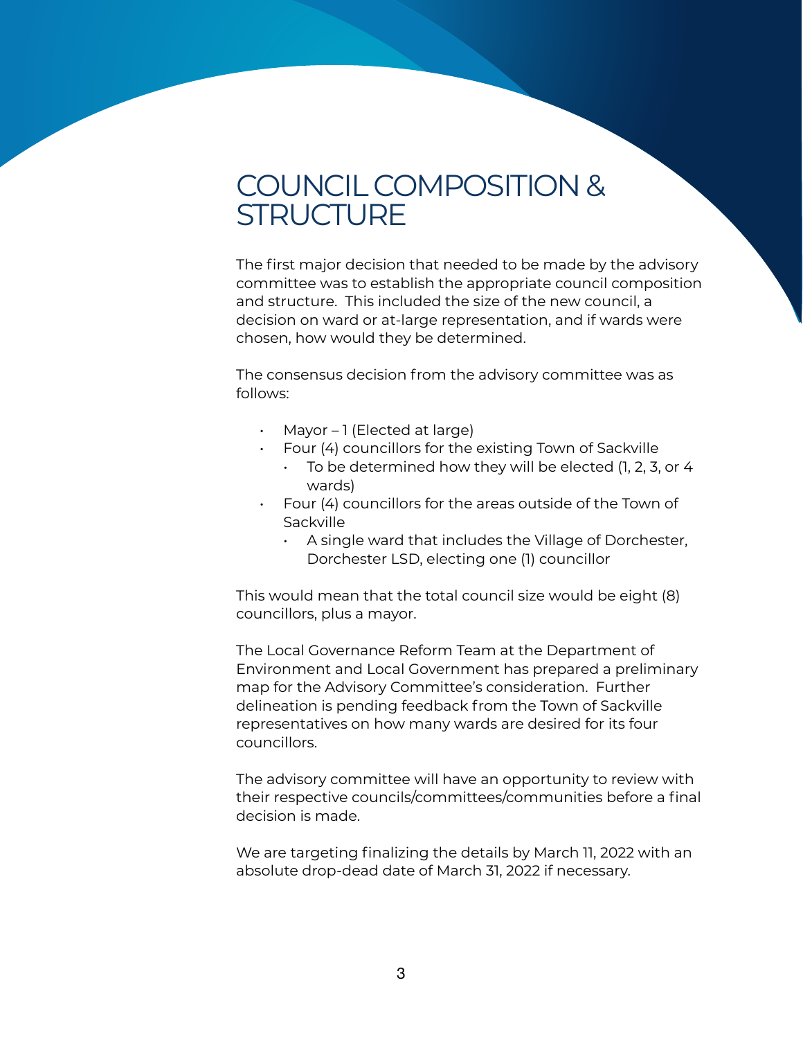# COUNCIL COMPOSITION & STRUCTURE

The first major decision that needed to be made by the advisory committee was to establish the appropriate council composition and structure. This included the size of the new council, a decision on ward or at-large representation, and if wards were chosen, how would they be determined.

The consensus decision from the advisory committee was as follows:

- Mayor – 1 (Elected at large)
- Four (4) councillors for the existing Town of Sackville
  - To be determined how they will be elected (1, 2, 3, or 4 wards)
- Four (4) councillors for the areas outside of the Town of Sackville
  - A single ward that includes the Village of Dorchester, Dorchester LSD, electing one (1) councillor

This would mean that the total council size would be eight (8) councillors, plus a mayor.

The Local Governance Reform Team at the Department of Environment and Local Government has prepared a preliminary map for the Advisory Committee's consideration. Further delineation is pending feedback from the Town of Sackville representatives on how many wards are desired for its four councillors.

The advisory committee will have an opportunity to review with their respective councils/committees/communities before a final decision is made.

We are targeting finalizing the details by March 11, 2022 with an absolute drop-dead date of March 31, 2022 if necessary.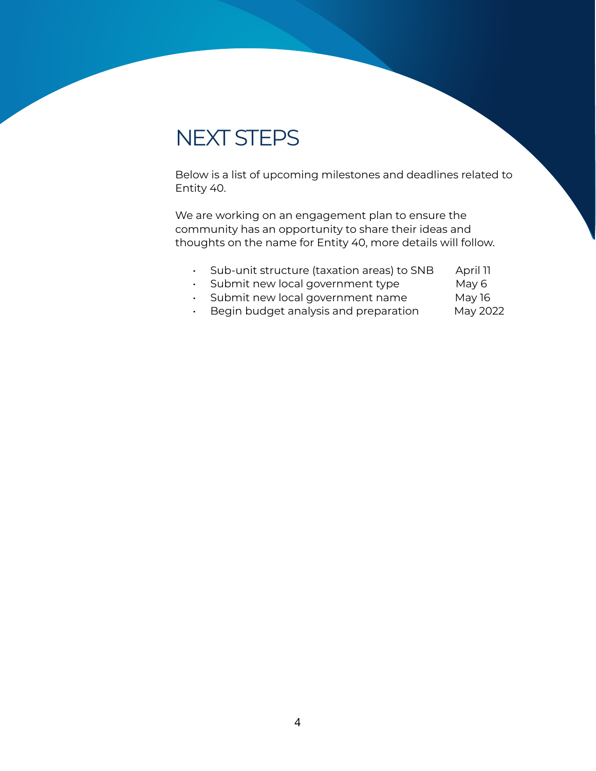# NEXT STEPS

Below is a list of upcoming milestones and deadlines related to Entity 40.

We are working on an engagement plan to ensure the community has an opportunity to share their ideas and thoughts on the name for Entity 40, more details will follow.

- Sub-unit structure (taxation areas) to SNB April 11
- Submit new local government type May 6
- Submit new local government name May 16
- Begin budget analysis and preparation May 2022